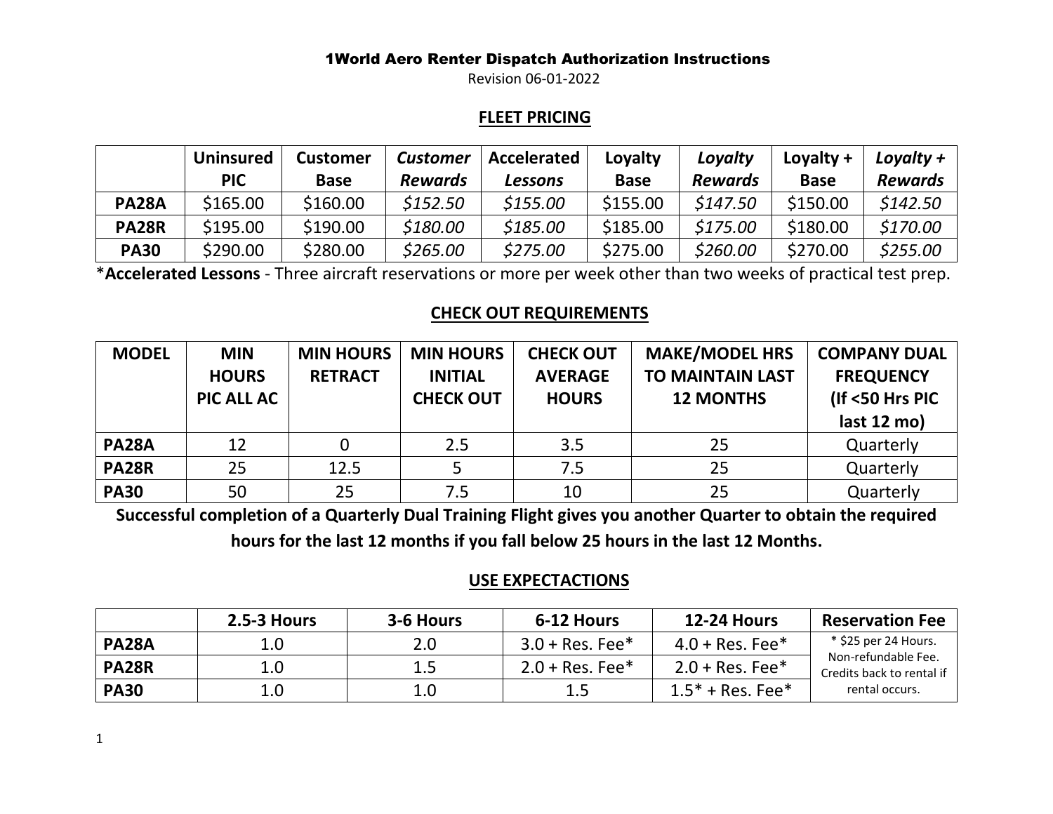# 1World Aero Renter Dispatch Authorization Instructions

Revision 06-01-2022

## FLEET PRICING

| | Uninsured PIC | Customer Base | *Customer Rewards* | *Accelerated Lessons* | Loyalty Base | *Loyalty Rewards* | Loyalty + Base | *Loyalty + Rewards* |
|---|---|---|---|---|---|---|---|---|
| **PA28A** | $165.00 | $160.00 | *$152.50* | *$155.00* | $155.00 | *$147.50* | $150.00 | *$142.50* |
| **PA28R** | $195.00 | $190.00 | *$180.00* | *$185.00* | $185.00 | *$175.00* | $180.00 | *$170.00* |
| **PA30** | $290.00 | $280.00 | *$265.00* | *$275.00* | $275.00 | *$260.00* | $270.00 | *$255.00* |

***Accelerated Lessons** - Three aircraft reservations or more per week other than two weeks of practical test prep.

## CHECK OUT REQUIREMENTS

| MODEL | MIN HOURS PIC ALL AC | MIN HOURS RETRACT | MIN HOURS INITIAL CHECK OUT | CHECK OUT AVERAGE HOURS | MAKE/MODEL HRS TO MAINTAIN LAST 12 MONTHS | COMPANY DUAL FREQUENCY (If <50 Hrs PIC last 12 mo) |
|---|---|---|---|---|---|---|
| **PA28A** | 12 | 0 | 2.5 | 3.5 | 25 | Quarterly |
| **PA28R** | 25 | 12.5 | 5 | 7.5 | 25 | Quarterly |
| **PA30** | 50 | 25 | 7.5 | 10 | 25 | Quarterly |

**Successful completion of a Quarterly Dual Training Flight gives you another Quarter to obtain the required hours for the last 12 months if you fall below 25 hours in the last 12 Months.**

## USE EXPECTACTIONS

| | 2.5-3 Hours | 3-6 Hours | 6-12 Hours | 12-24 Hours | Reservation Fee |
|---|---|---|---|---|---|
| **PA28A** | 1.0 | 2.0 | 3.0 + Res. Fee* | 4.0 + Res. Fee* | * $25 per 24 Hours. Non-refundable Fee. Credits back to rental if rental occurs. |
| **PA28R** | 1.0 | 1.5 | 2.0 + Res. Fee* | 2.0 + Res. Fee* | |
| **PA30** | 1.0 | 1.0 | 1.5 | 1.5* + Res. Fee* | |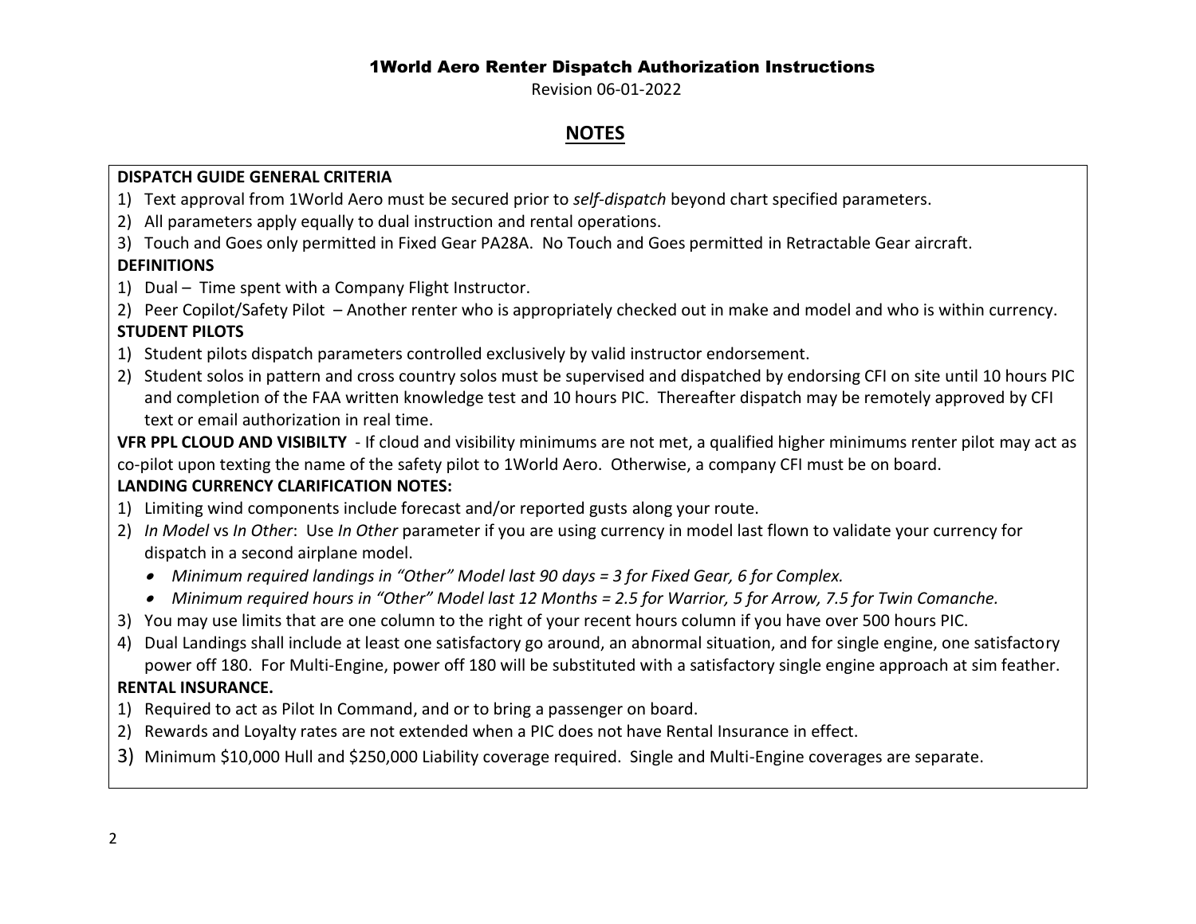# 1World Aero Renter Dispatch Authorization Instructions

Revision 06-01-2022

## NOTES

**DISPATCH GUIDE GENERAL CRITERIA**

1) Text approval from 1World Aero must be secured prior to *self-dispatch* beyond chart specified parameters.
2) All parameters apply equally to dual instruction and rental operations.
3) Touch and Goes only permitted in Fixed Gear PA28A. No Touch and Goes permitted in Retractable Gear aircraft.

**DEFINITIONS**

1) Dual – Time spent with a Company Flight Instructor.
2) Peer Copilot/Safety Pilot – Another renter who is appropriately checked out in make and model and who is within currency.

**STUDENT PILOTS**

1) Student pilots dispatch parameters controlled exclusively by valid instructor endorsement.
2) Student solos in pattern and cross country solos must be supervised and dispatched by endorsing CFI on site until 10 hours PIC and completion of the FAA written knowledge test and 10 hours PIC. Thereafter dispatch may be remotely approved by CFI text or email authorization in real time.

**VFR PPL CLOUD AND VISIBILTY** - If cloud and visibility minimums are not met, a qualified higher minimums renter pilot may act as co-pilot upon texting the name of the safety pilot to 1World Aero. Otherwise, a company CFI must be on board.

**LANDING CURRENCY CLARIFICATION NOTES:**

1) Limiting wind components include forecast and/or reported gusts along your route.
2) *In Model* vs *In Other*: Use *In Other* parameter if you are using currency in model last flown to validate your currency for dispatch in a second airplane model.
   - *Minimum required landings in "Other" Model last 90 days = 3 for Fixed Gear, 6 for Complex.*
   - *Minimum required hours in "Other" Model last 12 Months = 2.5 for Warrior, 5 for Arrow, 7.5 for Twin Comanche.*
3) You may use limits that are one column to the right of your recent hours column if you have over 500 hours PIC.
4) Dual Landings shall include at least one satisfactory go around, an abnormal situation, and for single engine, one satisfactory power off 180. For Multi-Engine, power off 180 will be substituted with a satisfactory single engine approach at sim feather.

**RENTAL INSURANCE.**

1) Required to act as Pilot In Command, and or to bring a passenger on board.
2) Rewards and Loyalty rates are not extended when a PIC does not have Rental Insurance in effect.
3) Minimum $10,000 Hull and $250,000 Liability coverage required. Single and Multi-Engine coverages are separate.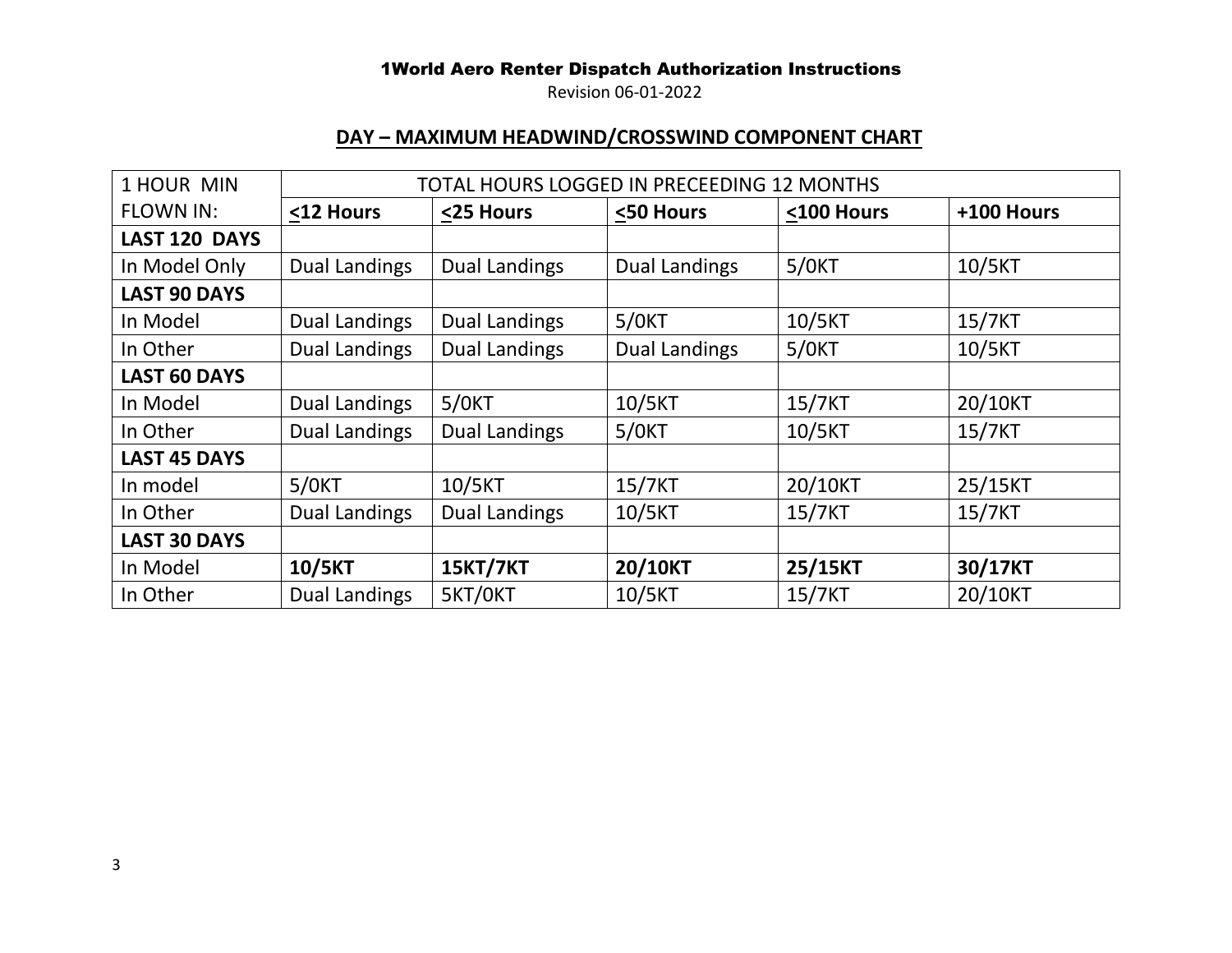1World Aero Renter Dispatch Authorization Instructions

Revision 06-01-2022

## DAY – MAXIMUM HEADWIND/CROSSWIND COMPONENT CHART

| 1 HOUR MIN FLOWN IN: | TOTAL HOURS LOGGED IN PRECEEDING 12 MONTHS | | | | |
|---|---|---|---|---|---|
| | **≤12 Hours** | **≤25 Hours** | **≤50 Hours** | **≤100 Hours** | **+100 Hours** |
| **LAST 120 DAYS** | | | | | |
| In Model Only | Dual Landings | Dual Landings | Dual Landings | 5/0KT | 10/5KT |
| **LAST 90 DAYS** | | | | | |
| In Model | Dual Landings | Dual Landings | 5/0KT | 10/5KT | 15/7KT |
| In Other | Dual Landings | Dual Landings | Dual Landings | 5/0KT | 10/5KT |
| **LAST 60 DAYS** | | | | | |
| In Model | Dual Landings | 5/0KT | 10/5KT | 15/7KT | 20/10KT |
| In Other | Dual Landings | Dual Landings | 5/0KT | 10/5KT | 15/7KT |
| **LAST 45 DAYS** | | | | | |
| In model | 5/0KT | 10/5KT | 15/7KT | 20/10KT | 25/15KT |
| In Other | Dual Landings | Dual Landings | 10/5KT | 15/7KT | 15/7KT |
| **LAST 30 DAYS** | | | | | |
| In Model | **10/5KT** | **15KT/7KT** | **20/10KT** | **25/15KT** | **30/17KT** |
| In Other | Dual Landings | 5KT/0KT | 10/5KT | 15/7KT | 20/10KT |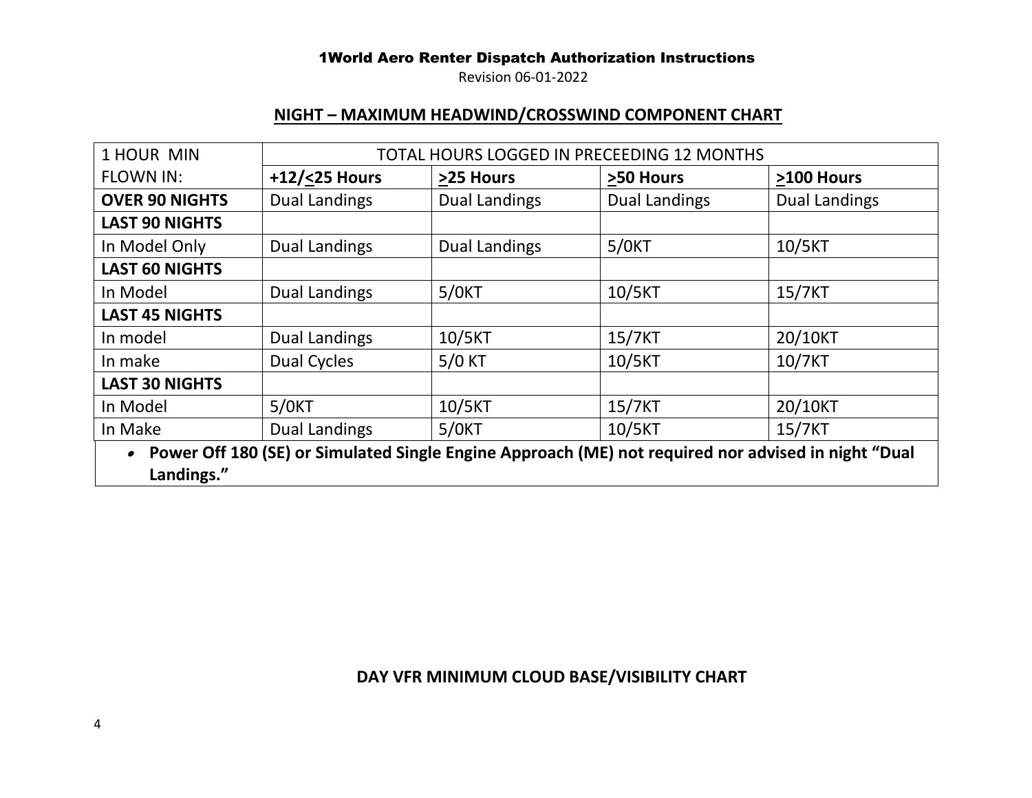## NIGHT – MAXIMUM HEADWIND/CROSSWIND COMPONENT CHART

| 1 HOUR MIN FLOWN IN: | TOTAL HOURS LOGGED IN PRECEEDING 12 MONTHS | | | |
|---|---|---|---|---|
| | **+12/≤25 Hours** | **≥25 Hours** | **≥50 Hours** | **≥100 Hours** |
| **OVER 90 NIGHTS** | Dual Landings | Dual Landings | Dual Landings | Dual Landings |
| **LAST 90 NIGHTS** | | | | |
| In Model Only | Dual Landings | Dual Landings | 5/0KT | 10/5KT |
| **LAST 60 NIGHTS** | | | | |
| In Model | Dual Landings | 5/0KT | 10/5KT | 15/7KT |
| **LAST 45 NIGHTS** | | | | |
| In model | Dual Landings | 10/5KT | 15/7KT | 20/10KT |
| In make | Dual Cycles | 5/0 KT | 10/5KT | 10/7KT |
| **LAST 30 NIGHTS** | | | | |
| In Model | 5/0KT | 10/5KT | 15/7KT | 20/10KT |
| In Make | Dual Landings | 5/0KT | 10/5KT | 15/7KT |

- **Power Off 180 (SE) or Simulated Single Engine Approach (ME) not required nor advised in night "Dual Landings."**

## DAY VFR MINIMUM CLOUD BASE/VISIBILITY CHART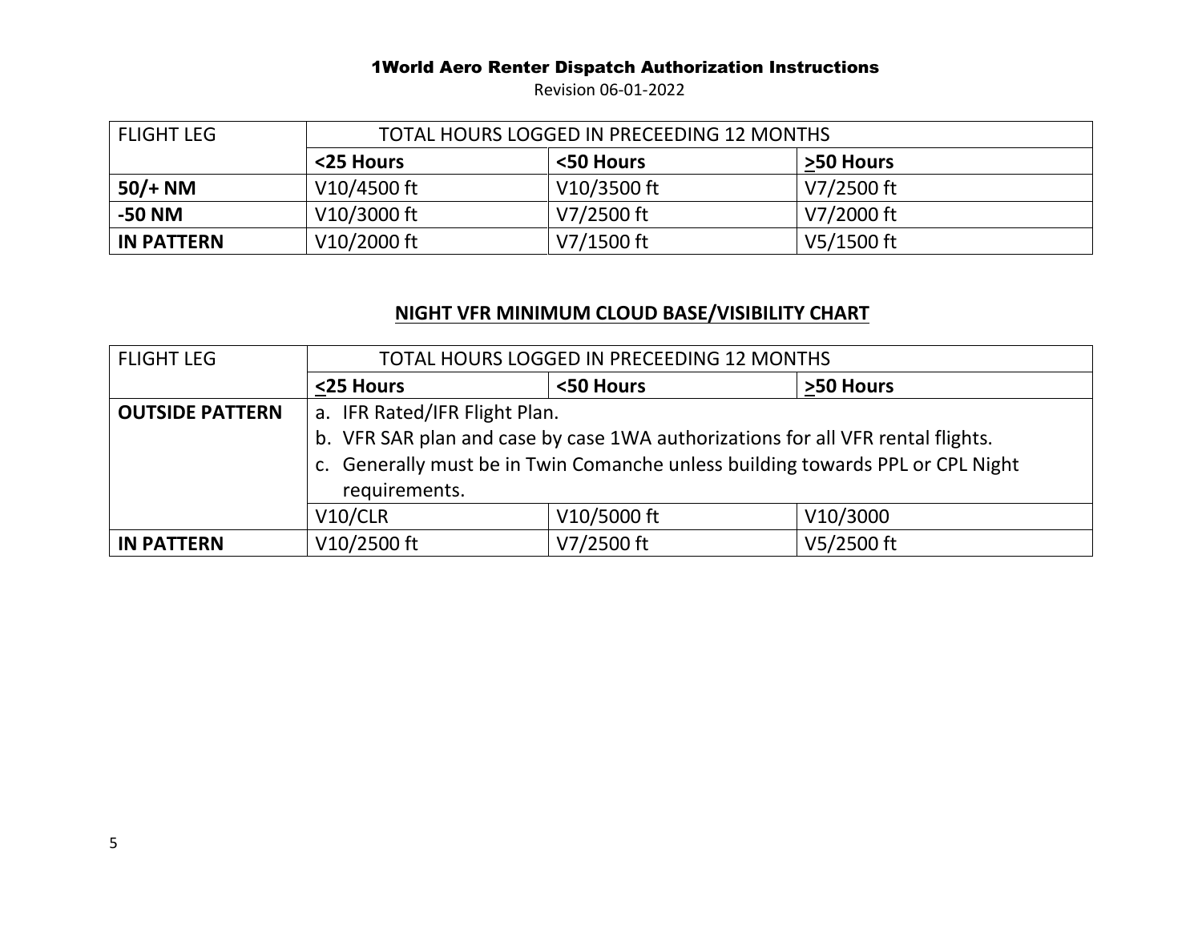| FLIGHT LEG | TOTAL HOURS LOGGED IN PRECEEDING 12 MONTHS | | |
|---|---|---|---|
| | **<25 Hours** | **<50 Hours** | **≥50 Hours** |
| **50/+ NM** | V10/4500 ft | V10/3500 ft | V7/2500 ft |
| **-50 NM** | V10/3000 ft | V7/2500 ft | V7/2000 ft |
| **IN PATTERN** | V10/2000 ft | V7/1500 ft | V5/1500 ft |

## NIGHT VFR MINIMUM CLOUD BASE/VISIBILITY CHART

| FLIGHT LEG | TOTAL HOURS LOGGED IN PRECEEDING 12 MONTHS | | |
|---|---|---|---|
| | **≤25 Hours** | **<50 Hours** | **≥50 Hours** |
| **OUTSIDE PATTERN** | a. IFR Rated/IFR Flight Plan.<br>b. VFR SAR plan and case by case 1WA authorizations for all VFR rental flights.<br>c. Generally must be in Twin Comanche unless building towards PPL or CPL Night requirements. | | |
| | V10/CLR | V10/5000 ft | V10/3000 |
| **IN PATTERN** | V10/2500 ft | V7/2500 ft | V5/2500 ft |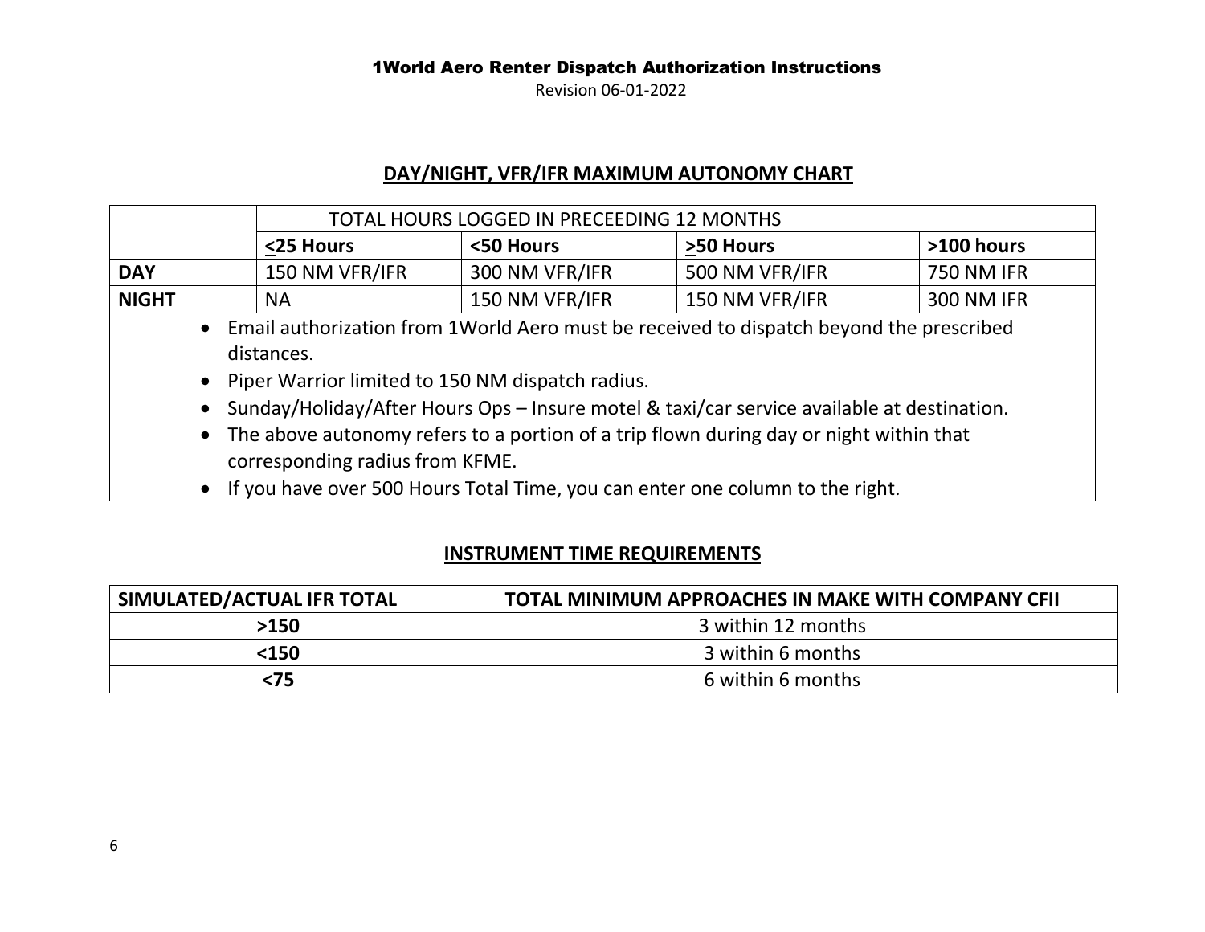# 1World Aero Renter Dispatch Authorization Instructions

Revision 06-01-2022

## DAY/NIGHT, VFR/IFR MAXIMUM AUTONOMY CHART

| | TOTAL HOURS LOGGED IN PRECEEDING 12 MONTHS | | | |
|---|---|---|---|---|
| | **≤25 Hours** | **<50 Hours** | **≥50 Hours** | **>100 hours** |
| **DAY** | 150 NM VFR/IFR | 300 NM VFR/IFR | 500 NM VFR/IFR | 750 NM IFR |
| **NIGHT** | NA | 150 NM VFR/IFR | 150 NM VFR/IFR | 300 NM IFR |

- Email authorization from 1World Aero must be received to dispatch beyond the prescribed distances.
- Piper Warrior limited to 150 NM dispatch radius.
- Sunday/Holiday/After Hours Ops – Insure motel & taxi/car service available at destination.
- The above autonomy refers to a portion of a trip flown during day or night within that corresponding radius from KFME.
- If you have over 500 Hours Total Time, you can enter one column to the right.

## INSTRUMENT TIME REQUIREMENTS

| SIMULATED/ACTUAL IFR TOTAL | TOTAL MINIMUM APPROACHES IN MAKE WITH COMPANY CFII |
|---|---|
| **>150** | 3 within 12 months |
| **<150** | 3 within 6 months |
| **<75** | 6 within 6 months |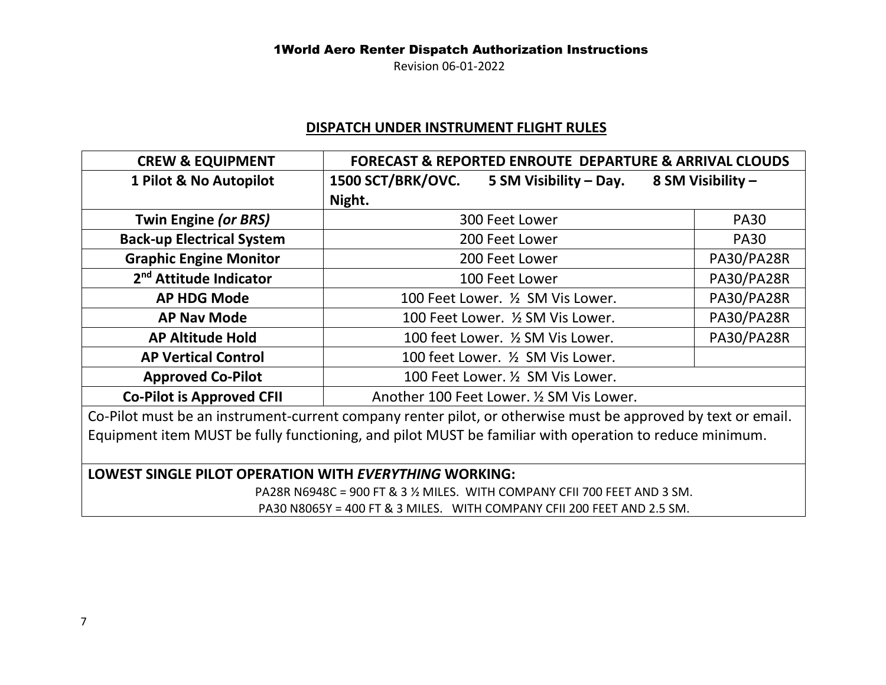1World Aero Renter Dispatch Authorization Instructions

Revision 06-01-2022

## DISPATCH UNDER INSTRUMENT FLIGHT RULES

| CREW & EQUIPMENT | FORECAST & REPORTED ENROUTE DEPARTURE & ARRIVAL CLOUDS | |
|---|---|---|
| **1 Pilot & No Autopilot** | **1500 SCT/BRK/OVC. 5 SM Visibility – Day. 8 SM Visibility – Night.** | |
| **Twin Engine *(or BRS)*** | 300 Feet Lower | PA30 |
| **Back-up Electrical System** | 200 Feet Lower | PA30 |
| **Graphic Engine Monitor** | 200 Feet Lower | PA30/PA28R |
| **2nd Attitude Indicator** | 100 Feet Lower | PA30/PA28R |
| **AP HDG Mode** | 100 Feet Lower. ½ SM Vis Lower. | PA30/PA28R |
| **AP Nav Mode** | 100 Feet Lower. ½ SM Vis Lower. | PA30/PA28R |
| **AP Altitude Hold** | 100 feet Lower. ½ SM Vis Lower. | PA30/PA28R |
| **AP Vertical Control** | 100 feet Lower. ½ SM Vis Lower. | |
| **Approved Co-Pilot** | 100 Feet Lower. ½ SM Vis Lower. | |
| **Co-Pilot is Approved CFII** | Another 100 Feet Lower. ½ SM Vis Lower. | |

Co-Pilot must be an instrument-current company renter pilot, or otherwise must be approved by text or email. Equipment item MUST be fully functioning, and pilot MUST be familiar with operation to reduce minimum.

**LOWEST SINGLE PILOT OPERATION WITH *EVERYTHING* WORKING:**

PA28R N6948C = 900 FT & 3 ½ MILES. WITH COMPANY CFII 700 FEET AND 3 SM.

PA30 N8065Y = 400 FT & 3 MILES. WITH COMPANY CFII 200 FEET AND 2.5 SM.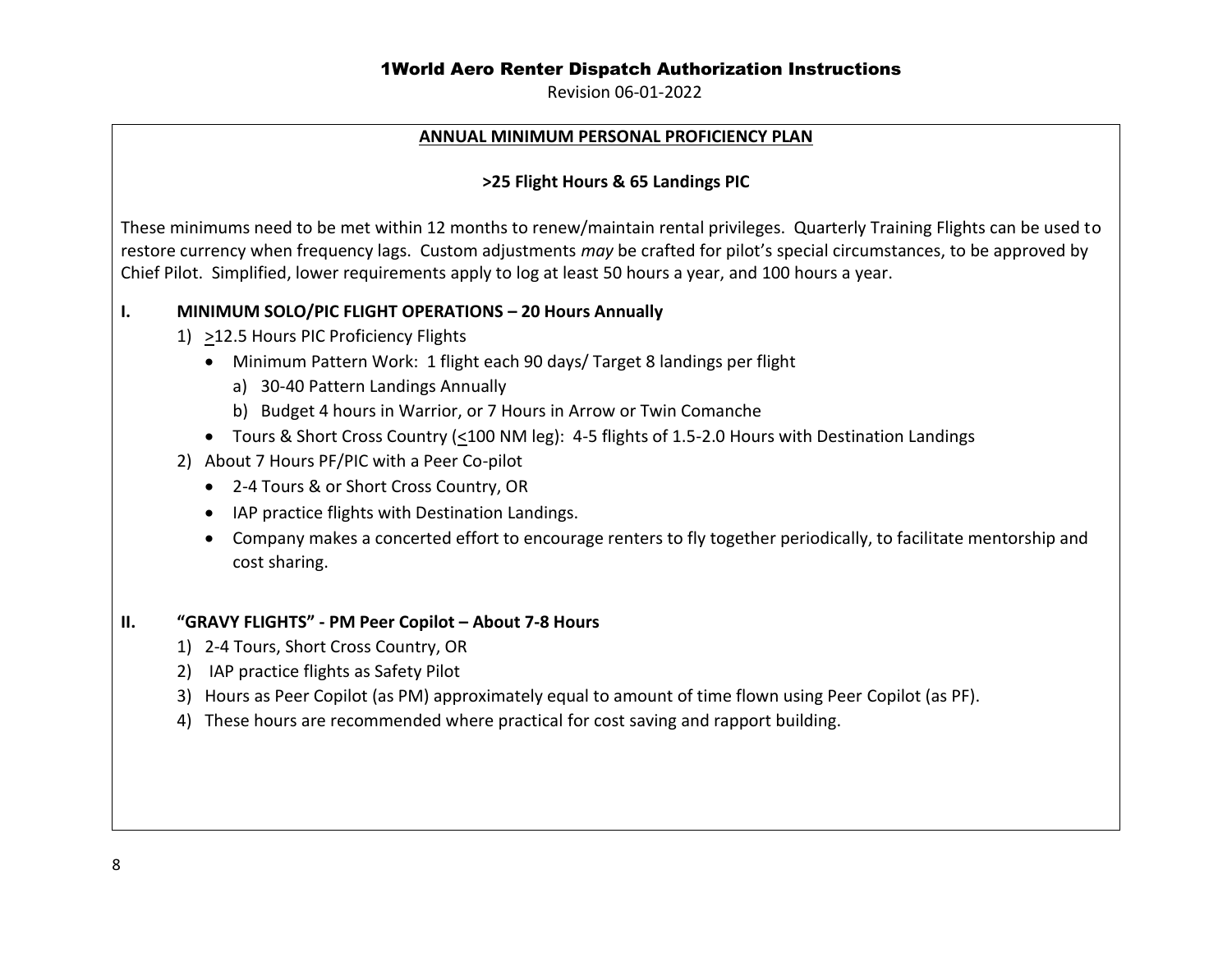# 1World Aero Renter Dispatch Authorization Instructions

Revision 06-01-2022

## ANNUAL MINIMUM PERSONAL PROFICIENCY PLAN

**≥25 Flight Hours & 65 Landings PIC**

These minimums need to be met within 12 months to renew/maintain rental privileges. Quarterly Training Flights can be used to restore currency when frequency lags. Custom adjustments *may* be crafted for pilot's special circumstances, to be approved by Chief Pilot. Simplified, lower requirements apply to log at least 50 hours a year, and 100 hours a year.

### I. MINIMUM SOLO/PIC FLIGHT OPERATIONS – 20 Hours Annually

1) ≥12.5 Hours PIC Proficiency Flights
   - Minimum Pattern Work: 1 flight each 90 days/ Target 8 landings per flight
     a) 30-40 Pattern Landings Annually
     b) Budget 4 hours in Warrior, or 7 Hours in Arrow or Twin Comanche
   - Tours & Short Cross Country (≤100 NM leg): 4-5 flights of 1.5-2.0 Hours with Destination Landings
2) About 7 Hours PF/PIC with a Peer Co-pilot
   - 2-4 Tours & or Short Cross Country, OR
   - IAP practice flights with Destination Landings.
   - Company makes a concerted effort to encourage renters to fly together periodically, to facilitate mentorship and cost sharing.

### II. "GRAVY FLIGHTS" - PM Peer Copilot – About 7-8 Hours

1) 2-4 Tours, Short Cross Country, OR
2) IAP practice flights as Safety Pilot
3) Hours as Peer Copilot (as PM) approximately equal to amount of time flown using Peer Copilot (as PF).
4) These hours are recommended where practical for cost saving and rapport building.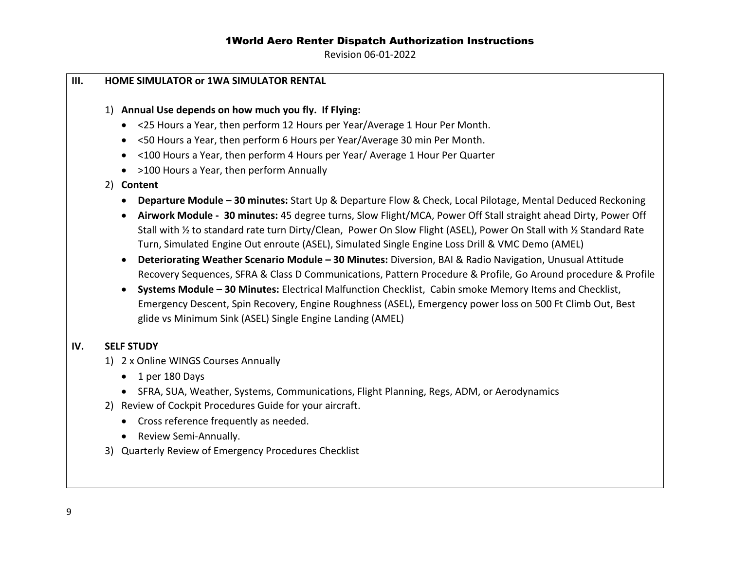## III. HOME SIMULATOR or 1WA SIMULATOR RENTAL

1) **Annual Use depends on how much you fly. If Flying:**
   - <25 Hours a Year, then perform 12 Hours per Year/Average 1 Hour Per Month.
   - <50 Hours a Year, then perform 6 Hours per Year/Average 30 min Per Month.
   - <100 Hours a Year, then perform 4 Hours per Year/ Average 1 Hour Per Quarter
   - >100 Hours a Year, then perform Annually
2) **Content**
   - **Departure Module – 30 minutes:** Start Up & Departure Flow & Check, Local Pilotage, Mental Deduced Reckoning
   - **Airwork Module - 30 minutes:** 45 degree turns, Slow Flight/MCA, Power Off Stall straight ahead Dirty, Power Off Stall with ½ to standard rate turn Dirty/Clean, Power On Slow Flight (ASEL), Power On Stall with ½ Standard Rate Turn, Simulated Engine Out enroute (ASEL), Simulated Single Engine Loss Drill & VMC Demo (AMEL)
   - **Deteriorating Weather Scenario Module – 30 Minutes:** Diversion, BAI & Radio Navigation, Unusual Attitude Recovery Sequences, SFRA & Class D Communications, Pattern Procedure & Profile, Go Around procedure & Profile
   - **Systems Module – 30 Minutes:** Electrical Malfunction Checklist, Cabin smoke Memory Items and Checklist, Emergency Descent, Spin Recovery, Engine Roughness (ASEL), Emergency power loss on 500 Ft Climb Out, Best glide vs Minimum Sink (ASEL) Single Engine Landing (AMEL)

## IV. SELF STUDY

1) 2 x Online WINGS Courses Annually
   - 1 per 180 Days
   - SFRA, SUA, Weather, Systems, Communications, Flight Planning, Regs, ADM, or Aerodynamics
2) Review of Cockpit Procedures Guide for your aircraft.
   - Cross reference frequently as needed.
   - Review Semi-Annually.
3) Quarterly Review of Emergency Procedures Checklist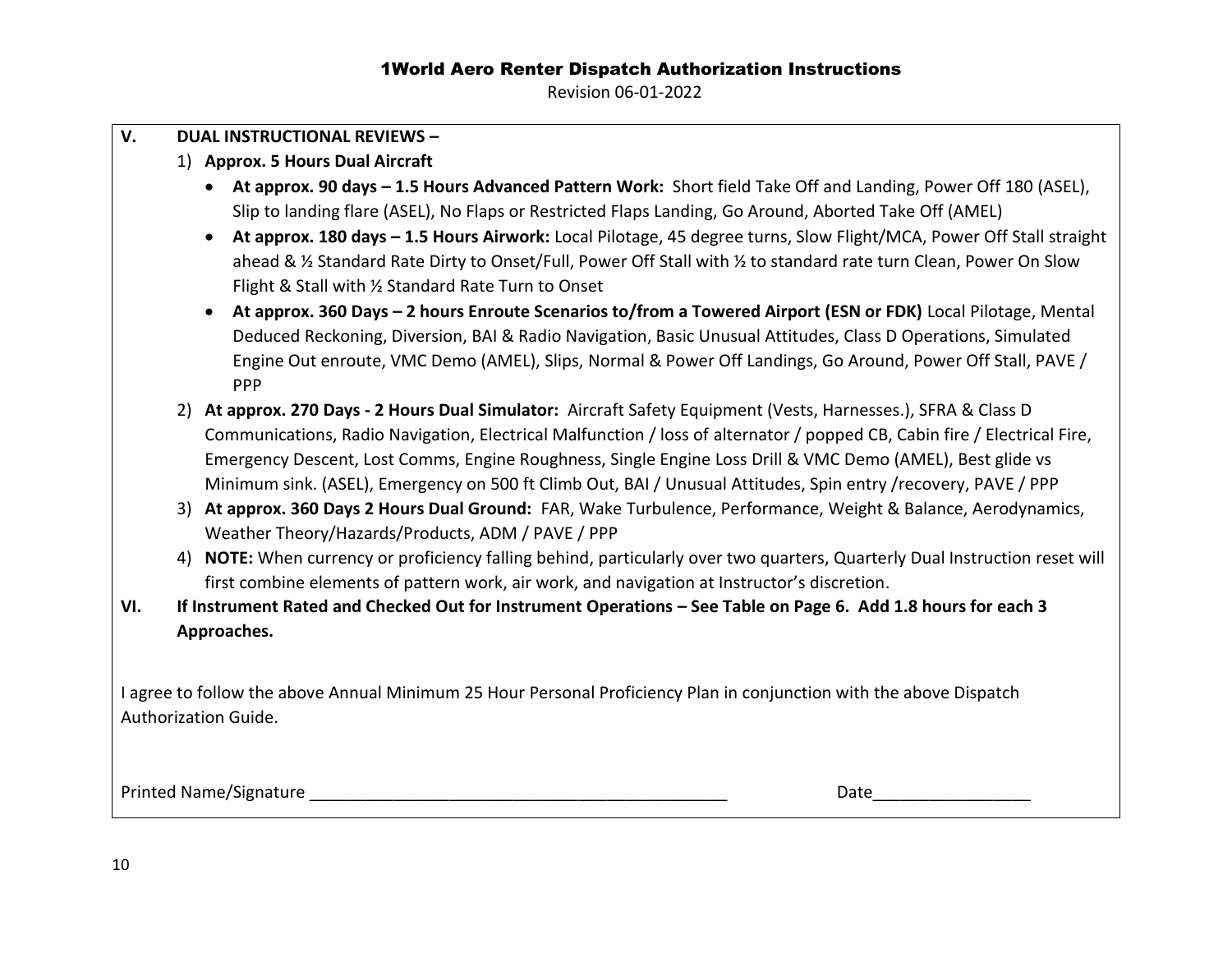**V. DUAL INSTRUCTIONAL REVIEWS –**

1) **Approx. 5 Hours Dual Aircraft**
   - **At approx. 90 days – 1.5 Hours Advanced Pattern Work:** Short field Take Off and Landing, Power Off 180 (ASEL), Slip to landing flare (ASEL), No Flaps or Restricted Flaps Landing, Go Around, Aborted Take Off (AMEL)
   - **At approx. 180 days – 1.5 Hours Airwork:** Local Pilotage, 45 degree turns, Slow Flight/MCA, Power Off Stall straight ahead & ½ Standard Rate Dirty to Onset/Full, Power Off Stall with ½ to standard rate turn Clean, Power On Slow Flight & Stall with ½ Standard Rate Turn to Onset
   - **At approx. 360 Days – 2 hours Enroute Scenarios to/from a Towered Airport (ESN or FDK)** Local Pilotage, Mental Deduced Reckoning, Diversion, BAI & Radio Navigation, Basic Unusual Attitudes, Class D Operations, Simulated Engine Out enroute, VMC Demo (AMEL), Slips, Normal & Power Off Landings, Go Around, Power Off Stall, PAVE / PPP
2) **At approx. 270 Days - 2 Hours Dual Simulator:** Aircraft Safety Equipment (Vests, Harnesses.), SFRA & Class D Communications, Radio Navigation, Electrical Malfunction / loss of alternator / popped CB, Cabin fire / Electrical Fire, Emergency Descent, Lost Comms, Engine Roughness, Single Engine Loss Drill & VMC Demo (AMEL), Best glide vs Minimum sink. (ASEL), Emergency on 500 ft Climb Out, BAI / Unusual Attitudes, Spin entry /recovery, PAVE / PPP
3) **At approx. 360 Days 2 Hours Dual Ground:** FAR, Wake Turbulence, Performance, Weight & Balance, Aerodynamics, Weather Theory/Hazards/Products, ADM / PAVE / PPP
4) **NOTE:** When currency or proficiency falling behind, particularly over two quarters, Quarterly Dual Instruction reset will first combine elements of pattern work, air work, and navigation at Instructor's discretion.

**VI. If Instrument Rated and Checked Out for Instrument Operations – See Table on Page 6. Add 1.8 hours for each 3 Approaches.**

I agree to follow the above Annual Minimum 25 Hour Personal Proficiency Plan in conjunction with the above Dispatch Authorization Guide.

Printed Name/Signature _______________________________________________ Date_________________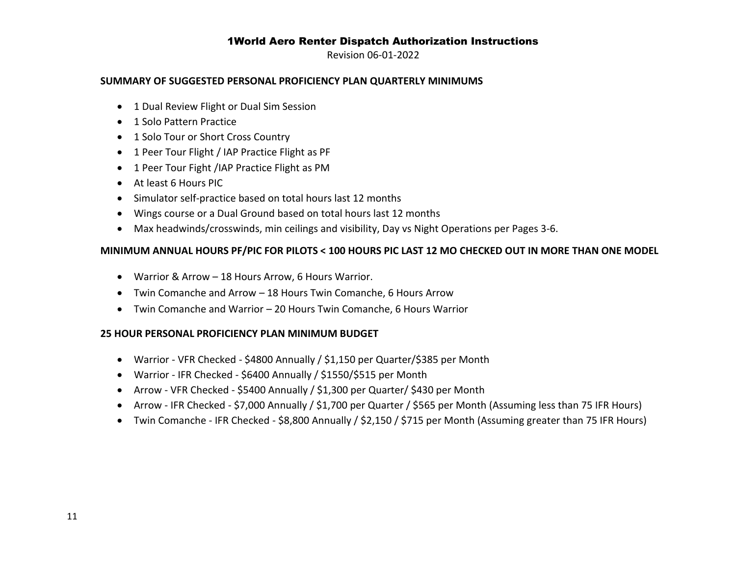# 1World Aero Renter Dispatch Authorization Instructions

Revision 06-01-2022

## SUMMARY OF SUGGESTED PERSONAL PROFICIENCY PLAN QUARTERLY MINIMUMS

- 1 Dual Review Flight or Dual Sim Session
- 1 Solo Pattern Practice
- 1 Solo Tour or Short Cross Country
- 1 Peer Tour Flight / IAP Practice Flight as PF
- 1 Peer Tour Fight /IAP Practice Flight as PM
- At least 6 Hours PIC
- Simulator self-practice based on total hours last 12 months
- Wings course or a Dual Ground based on total hours last 12 months
- Max headwinds/crosswinds, min ceilings and visibility, Day vs Night Operations per Pages 3-6.

## MINIMUM ANNUAL HOURS PF/PIC FOR PILOTS < 100 HOURS PIC LAST 12 MO CHECKED OUT IN MORE THAN ONE MODEL

- Warrior & Arrow – 18 Hours Arrow, 6 Hours Warrior.
- Twin Comanche and Arrow – 18 Hours Twin Comanche, 6 Hours Arrow
- Twin Comanche and Warrior – 20 Hours Twin Comanche, 6 Hours Warrior

## 25 HOUR PERSONAL PROFICIENCY PLAN MINIMUM BUDGET

- Warrior - VFR Checked - $4800 Annually / $1,150 per Quarter/$385 per Month
- Warrior - IFR Checked - $6400 Annually / $1550/$515 per Month
- Arrow - VFR Checked - $5400 Annually / $1,300 per Quarter/ $430 per Month
- Arrow - IFR Checked - $7,000 Annually / $1,700 per Quarter / $565 per Month (Assuming less than 75 IFR Hours)
- Twin Comanche - IFR Checked - $8,800 Annually / $2,150 / $715 per Month (Assuming greater than 75 IFR Hours)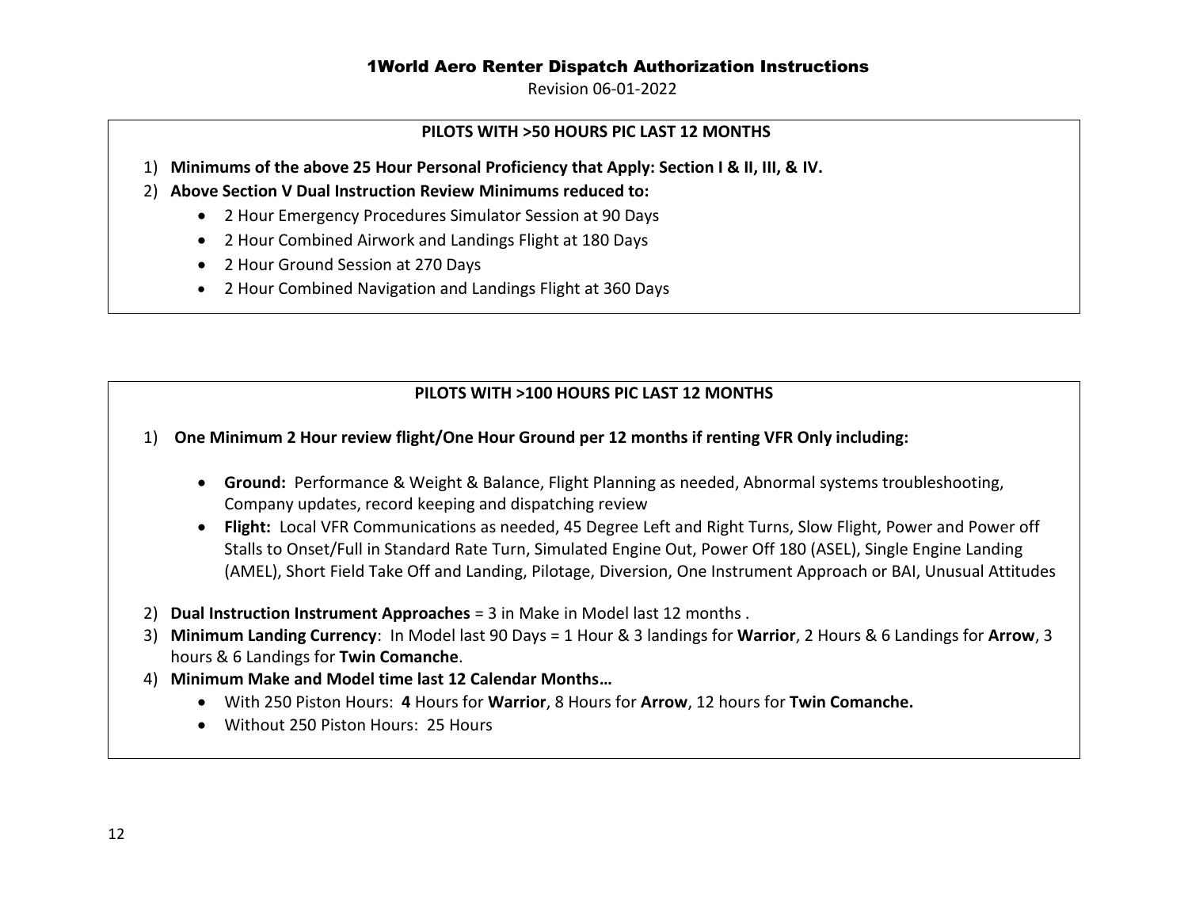# 1World Aero Renter Dispatch Authorization Instructions

Revision 06-01-2022

**PILOTS WITH >50 HOURS PIC LAST 12 MONTHS**

1) **Minimums of the above 25 Hour Personal Proficiency that Apply: Section I & II, III, & IV.**
2) **Above Section V Dual Instruction Review Minimums reduced to:**
   - 2 Hour Emergency Procedures Simulator Session at 90 Days
   - 2 Hour Combined Airwork and Landings Flight at 180 Days
   - 2 Hour Ground Session at 270 Days
   - 2 Hour Combined Navigation and Landings Flight at 360 Days

**PILOTS WITH >100 HOURS PIC LAST 12 MONTHS**

1) **One Minimum 2 Hour review flight/One Hour Ground per 12 months if renting VFR Only including:**
   - **Ground:** Performance & Weight & Balance, Flight Planning as needed, Abnormal systems troubleshooting, Company updates, record keeping and dispatching review
   - **Flight:** Local VFR Communications as needed, 45 Degree Left and Right Turns, Slow Flight, Power and Power off Stalls to Onset/Full in Standard Rate Turn, Simulated Engine Out, Power Off 180 (ASEL), Single Engine Landing (AMEL), Short Field Take Off and Landing, Pilotage, Diversion, One Instrument Approach or BAI, Unusual Attitudes
2) **Dual Instruction Instrument Approaches** = 3 in Make in Model last 12 months .
3) **Minimum Landing Currency**: In Model last 90 Days = 1 Hour & 3 landings for **Warrior**, 2 Hours & 6 Landings for **Arrow**, 3 hours & 6 Landings for **Twin Comanche**.
4) **Minimum Make and Model time last 12 Calendar Months…**
   - With 250 Piston Hours: **4** Hours for **Warrior**, 8 Hours for **Arrow**, 12 hours for **Twin Comanche.**
   - Without 250 Piston Hours: 25 Hours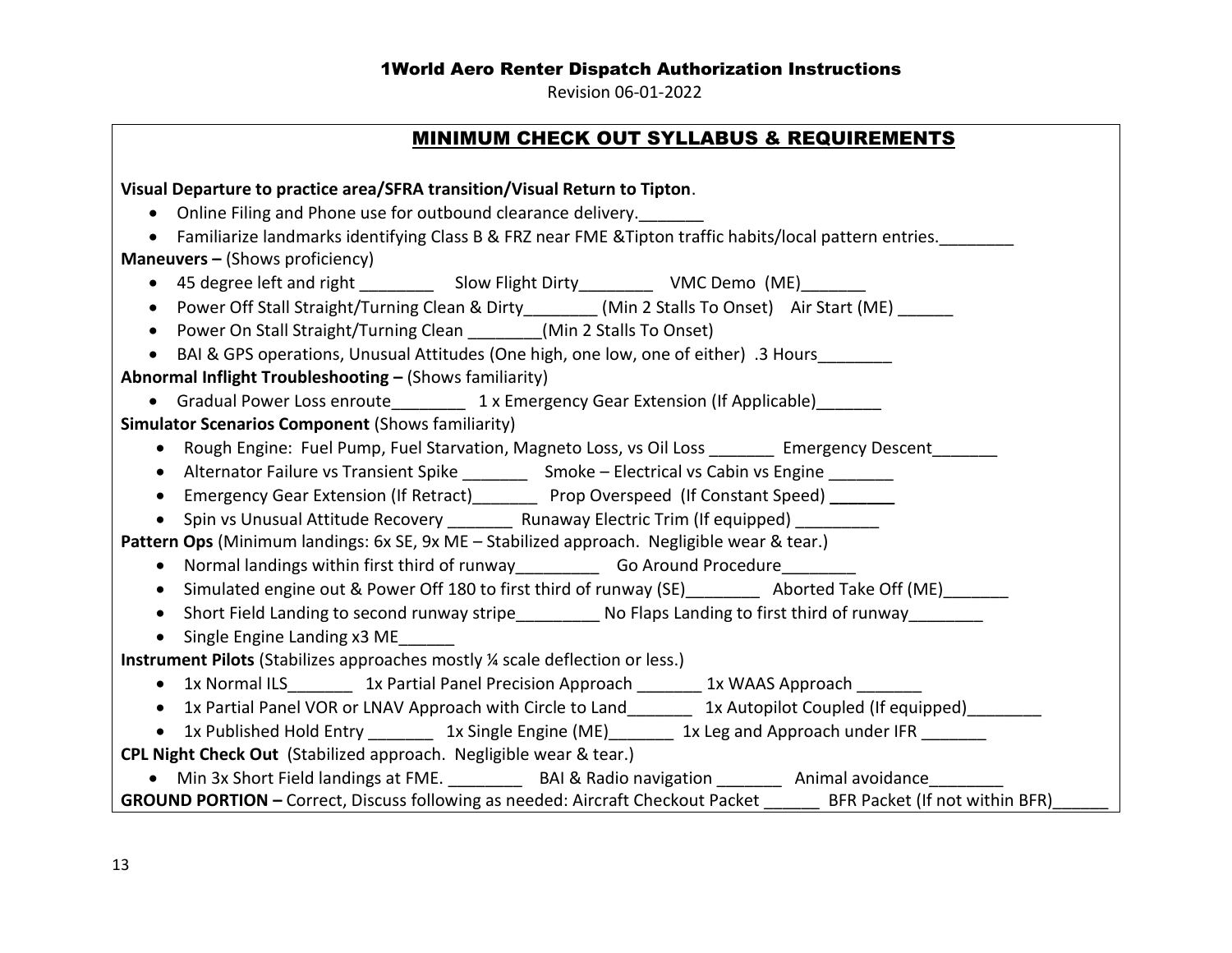# 1World Aero Renter Dispatch Authorization Instructions

Revision 06-01-2022

## MINIMUM CHECK OUT SYLLABUS & REQUIREMENTS

**Visual Departure to practice area/SFRA transition/Visual Return to Tipton**.

- Online Filing and Phone use for outbound clearance delivery._______
- Familiarize landmarks identifying Class B & FRZ near FME &Tipton traffic habits/local pattern entries.________

**Maneuvers –** (Shows proficiency)

- 45 degree left and right ________ Slow Flight Dirty________ VMC Demo (ME)_______
- Power Off Stall Straight/Turning Clean & Dirty________ (Min 2 Stalls To Onset) Air Start (ME) ______
- Power On Stall Straight/Turning Clean ________(Min 2 Stalls To Onset)
- BAI & GPS operations, Unusual Attitudes (One high, one low, one of either) .3 Hours________

**Abnormal Inflight Troubleshooting –** (Shows familiarity)

- Gradual Power Loss enroute________ 1 x Emergency Gear Extension (If Applicable)_______

**Simulator Scenarios Component** (Shows familiarity)

- Rough Engine: Fuel Pump, Fuel Starvation, Magneto Loss, vs Oil Loss _______ Emergency Descent_______
- Alternator Failure vs Transient Spike _______ Smoke – Electrical vs Cabin vs Engine _______
- Emergency Gear Extension (If Retract)_______ Prop Overspeed (If Constant Speed) _______
- Spin vs Unusual Attitude Recovery _______ Runaway Electric Trim (If equipped) _________

**Pattern Ops** (Minimum landings: 6x SE, 9x ME – Stabilized approach. Negligible wear & tear.)

- Normal landings within first third of runway_________ Go Around Procedure________
- Simulated engine out & Power Off 180 to first third of runway (SE)________ Aborted Take Off (ME)_______
- Short Field Landing to second runway stripe_________ No Flaps Landing to first third of runway________
- Single Engine Landing x3 ME______

**Instrument Pilots** (Stabilizes approaches mostly ¼ scale deflection or less.)

- 1x Normal ILS_______ 1x Partial Panel Precision Approach _______ 1x WAAS Approach _______
- 1x Partial Panel VOR or LNAV Approach with Circle to Land_______ 1x Autopilot Coupled (If equipped)________
- 1x Published Hold Entry _______ 1x Single Engine (ME)_______ 1x Leg and Approach under IFR _______

**CPL Night Check Out** (Stabilized approach. Negligible wear & tear.)

- Min 3x Short Field landings at FME. ________ BAI & Radio navigation _______ Animal avoidance________

**GROUND PORTION –** Correct, Discuss following as needed: Aircraft Checkout Packet ______ BFR Packet (If not within BFR)______